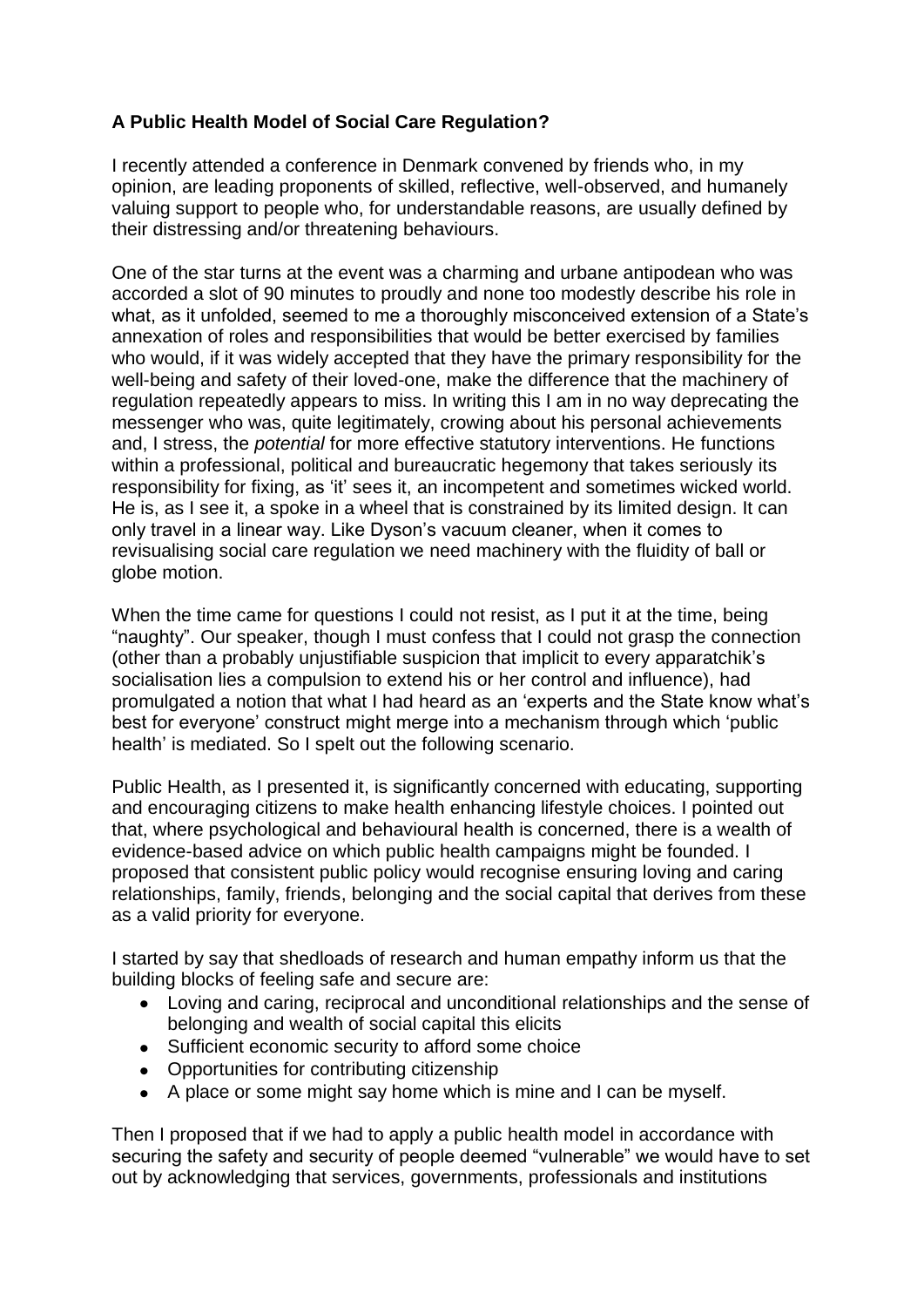**A Public Health Model of Social Care Regulation?**

I recently attended a conference in Denmark convened by friends who, in my opinion, are leading proponents of skilled, reflective, well-observed, and humanely valuing support to people who, for understandable reasons, are usually defined by their distressing and/or threatening behaviours.

One of the star turns at the event was a charming and urbane antipodean who was accorded a slot of 90 minutes to proudly and none too modestly describe his role in what, as it unfolded, seemed to me a thoroughly misconceived extension of a State's annexation of roles and responsibilities that would be better exercised by families who would, if it was widely accepted that they have the primary responsibility for the well-being and safety of their loved-one, make the difference that the machinery of regulation repeatedly appears to miss. In writing this I am in no way deprecating the messenger who was, quite legitimately, crowing about his personal achievements and, I stress, the *potential* for more effective statutory interventions. He functions within a professional, political and bureaucratic hegemony that takes seriously its responsibility for fixing, as 'it' sees it, an incompetent and sometimes wicked world. He is, as I see it, a spoke in a wheel that is constrained by its limited design. It can only travel in a linear way. Like Dyson's vacuum cleaner, when it comes to revisualising social care regulation we need machinery with the fluidity of ball or globe motion.

When the time came for questions I could not resist, as I put it at the time, being "naughty". Our speaker, though I must confess that I could not grasp the connection (other than a probably unjustifiable suspicion that implicit to every apparatchik's socialisation lies a compulsion to extend his or her control and influence), had promulgated a notion that what I had heard as an 'experts and the State know what's best for everyone' construct might merge into a mechanism through which 'public health' is mediated. So I spelt out the following scenario.

Public Health, as I presented it, is significantly concerned with educating, supporting and encouraging citizens to make health enhancing lifestyle choices. I pointed out that, where psychological and behavioural health is concerned, there is a wealth of evidence-based advice on which public health campaigns might be founded. I proposed that consistent public policy would recognise ensuring loving and caring relationships, family, friends, belonging and the social capital that derives from these as a valid priority for everyone.

I started by say that shedloads of research and human empathy inform us that the building blocks of feeling safe and secure are:

- Loving and caring, reciprocal and unconditional relationships and the sense of belonging and wealth of social capital this elicits
- Sufficient economic security to afford some choice
- Opportunities for contributing citizenship
- A place or some might say home which is mine and I can be myself.

Then I proposed that if we had to apply a public health model in accordance with securing the safety and security of people deemed "vulnerable" we would have to set out by acknowledging that services, governments, professionals and institutions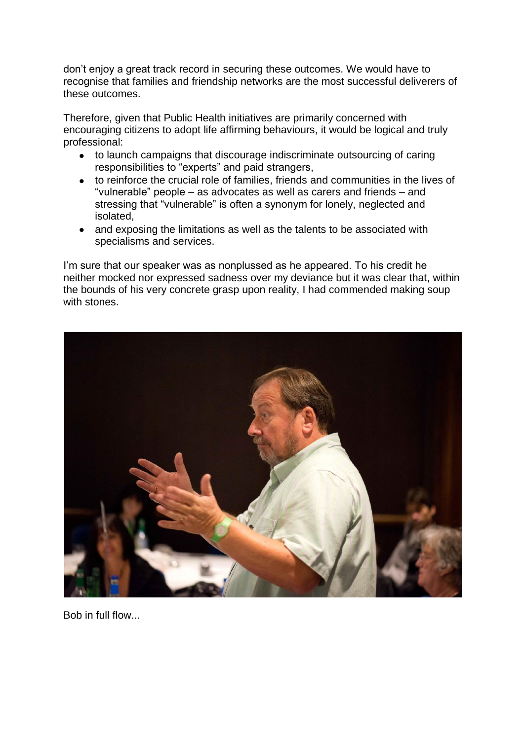don't enjoy a great track record in securing these outcomes. We would have to recognise that families and friendship networks are the most successful deliverers of these outcomes.

Therefore, given that Public Health initiatives are primarily concerned with encouraging citizens to adopt life affirming behaviours, it would be logical and truly professional:

- to launch campaigns that discourage indiscriminate outsourcing of caring responsibilities to "experts" and paid strangers,
- to reinforce the crucial role of families, friends and communities in the lives of "vulnerable" people – as advocates as well as carers and friends – and stressing that "vulnerable" is often a synonym for lonely, neglected and isolated,
- and exposing the limitations as well as the talents to be associated with specialisms and services.

I'm sure that our speaker was as nonplussed as he appeared. To his credit he neither mocked nor expressed sadness over my deviance but it was clear that, within the bounds of his very concrete grasp upon reality, I had commended making soup with stones.

Bob in full flow...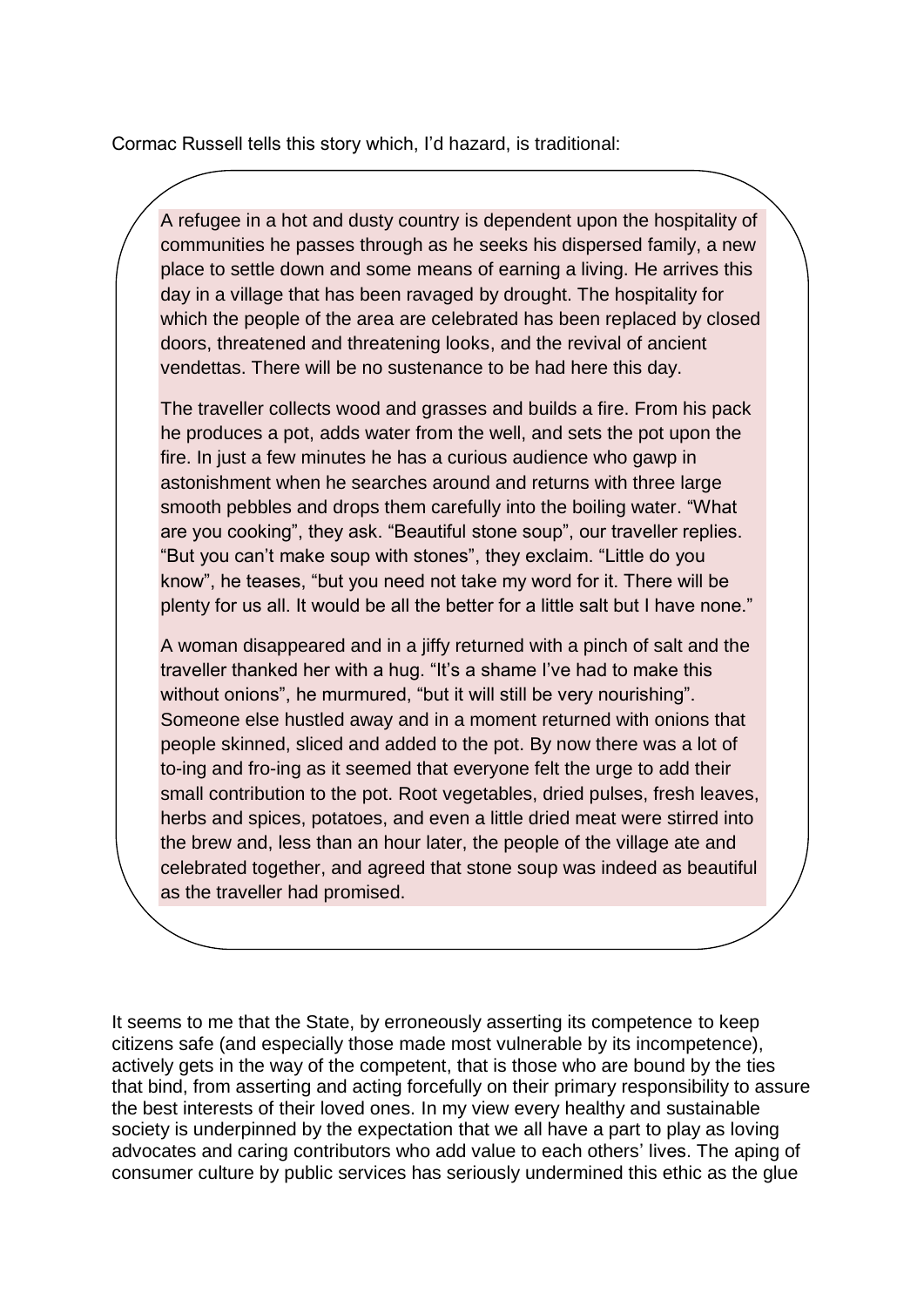Cormac Russell tells this story which, I'd hazard, is traditional:

> A refugee in a hot and dusty country is dependent upon the hospitality of communities he passes through as he seeks his dispersed family, a new place to settle down and some means of earning a living. He arrives this day in a village that has been ravaged by drought. The hospitality for which the people of the area are celebrated has been replaced by closed doors, threatened and threatening looks, and the revival of ancient vendettas. There will be no sustenance to be had here this day.
>
> The traveller collects wood and grasses and builds a fire. From his pack he produces a pot, adds water from the well, and sets the pot upon the fire. In just a few minutes he has a curious audience who gawp in astonishment when he searches around and returns with three large smooth pebbles and drops them carefully into the boiling water. "What are you cooking", they ask. "Beautiful stone soup", our traveller replies. "But you can't make soup with stones", they exclaim. "Little do you know", he teases, "but you need not take my word for it. There will be plenty for us all. It would be all the better for a little salt but I have none."
>
> A woman disappeared and in a jiffy returned with a pinch of salt and the traveller thanked her with a hug. "It's a shame I've had to make this without onions", he murmured, "but it will still be very nourishing". Someone else hustled away and in a moment returned with onions that people skinned, sliced and added to the pot. By now there was a lot of to-ing and fro-ing as it seemed that everyone felt the urge to add their small contribution to the pot. Root vegetables, dried pulses, fresh leaves, herbs and spices, potatoes, and even a little dried meat were stirred into the brew and, less than an hour later, the people of the village ate and celebrated together, and agreed that stone soup was indeed as beautiful as the traveller had promised.

It seems to me that the State, by erroneously asserting its competence to keep citizens safe (and especially those made most vulnerable by its incompetence), actively gets in the way of the competent, that is those who are bound by the ties that bind, from asserting and acting forcefully on their primary responsibility to assure the best interests of their loved ones. In my view every healthy and sustainable society is underpinned by the expectation that we all have a part to play as loving advocates and caring contributors who add value to each others' lives. The aping of consumer culture by public services has seriously undermined this ethic as the glue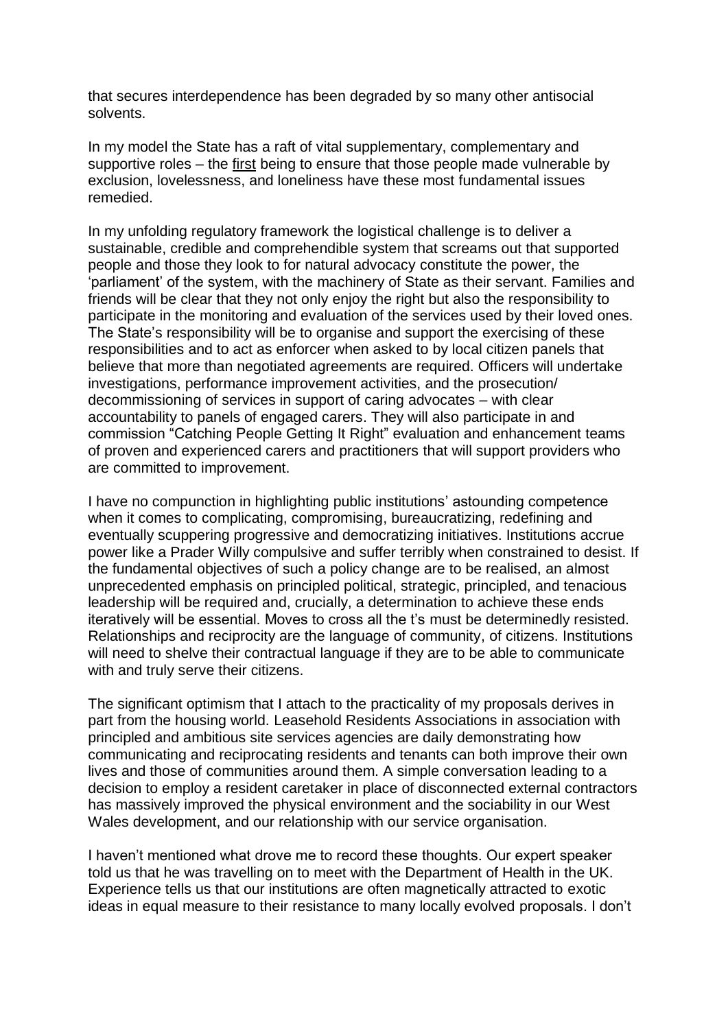that secures interdependence has been degraded by so many other antisocial solvents.

In my model the State has a raft of vital supplementary, complementary and supportive roles – the first being to ensure that those people made vulnerable by exclusion, lovelessness, and loneliness have these most fundamental issues remedied.

In my unfolding regulatory framework the logistical challenge is to deliver a sustainable, credible and comprehendible system that screams out that supported people and those they look to for natural advocacy constitute the power, the 'parliament' of the system, with the machinery of State as their servant. Families and friends will be clear that they not only enjoy the right but also the responsibility to participate in the monitoring and evaluation of the services used by their loved ones. The State's responsibility will be to organise and support the exercising of these responsibilities and to act as enforcer when asked to by local citizen panels that believe that more than negotiated agreements are required. Officers will undertake investigations, performance improvement activities, and the prosecution/ decommissioning of services in support of caring advocates – with clear accountability to panels of engaged carers. They will also participate in and commission "Catching People Getting It Right" evaluation and enhancement teams of proven and experienced carers and practitioners that will support providers who are committed to improvement.

I have no compunction in highlighting public institutions' astounding competence when it comes to complicating, compromising, bureaucratizing, redefining and eventually scuppering progressive and democratizing initiatives. Institutions accrue power like a Prader Willy compulsive and suffer terribly when constrained to desist. If the fundamental objectives of such a policy change are to be realised, an almost unprecedented emphasis on principled political, strategic, principled, and tenacious leadership will be required and, crucially, a determination to achieve these ends iteratively will be essential. Moves to cross all the t's must be determinedly resisted. Relationships and reciprocity are the language of community, of citizens. Institutions will need to shelve their contractual language if they are to be able to communicate with and truly serve their citizens.

The significant optimism that I attach to the practicality of my proposals derives in part from the housing world. Leasehold Residents Associations in association with principled and ambitious site services agencies are daily demonstrating how communicating and reciprocating residents and tenants can both improve their own lives and those of communities around them. A simple conversation leading to a decision to employ a resident caretaker in place of disconnected external contractors has massively improved the physical environment and the sociability in our West Wales development, and our relationship with our service organisation.

I haven't mentioned what drove me to record these thoughts. Our expert speaker told us that he was travelling on to meet with the Department of Health in the UK. Experience tells us that our institutions are often magnetically attracted to exotic ideas in equal measure to their resistance to many locally evolved proposals. I don't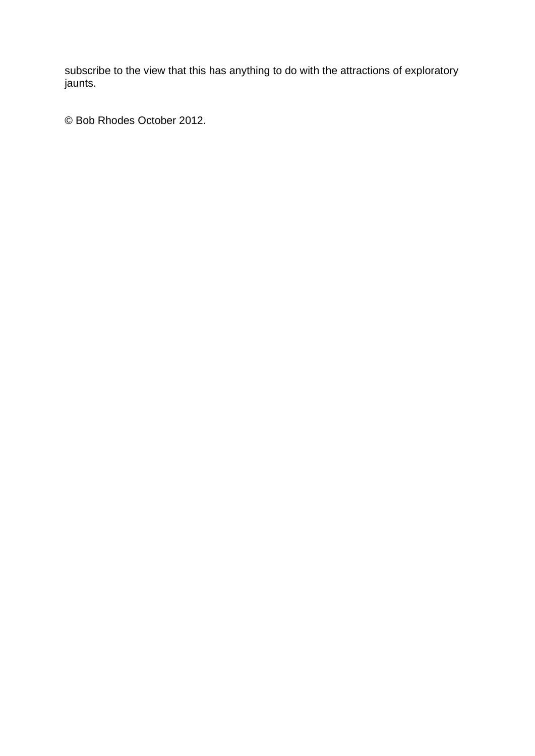subscribe to the view that this has anything to do with the attractions of exploratory jaunts.

© Bob Rhodes October 2012.